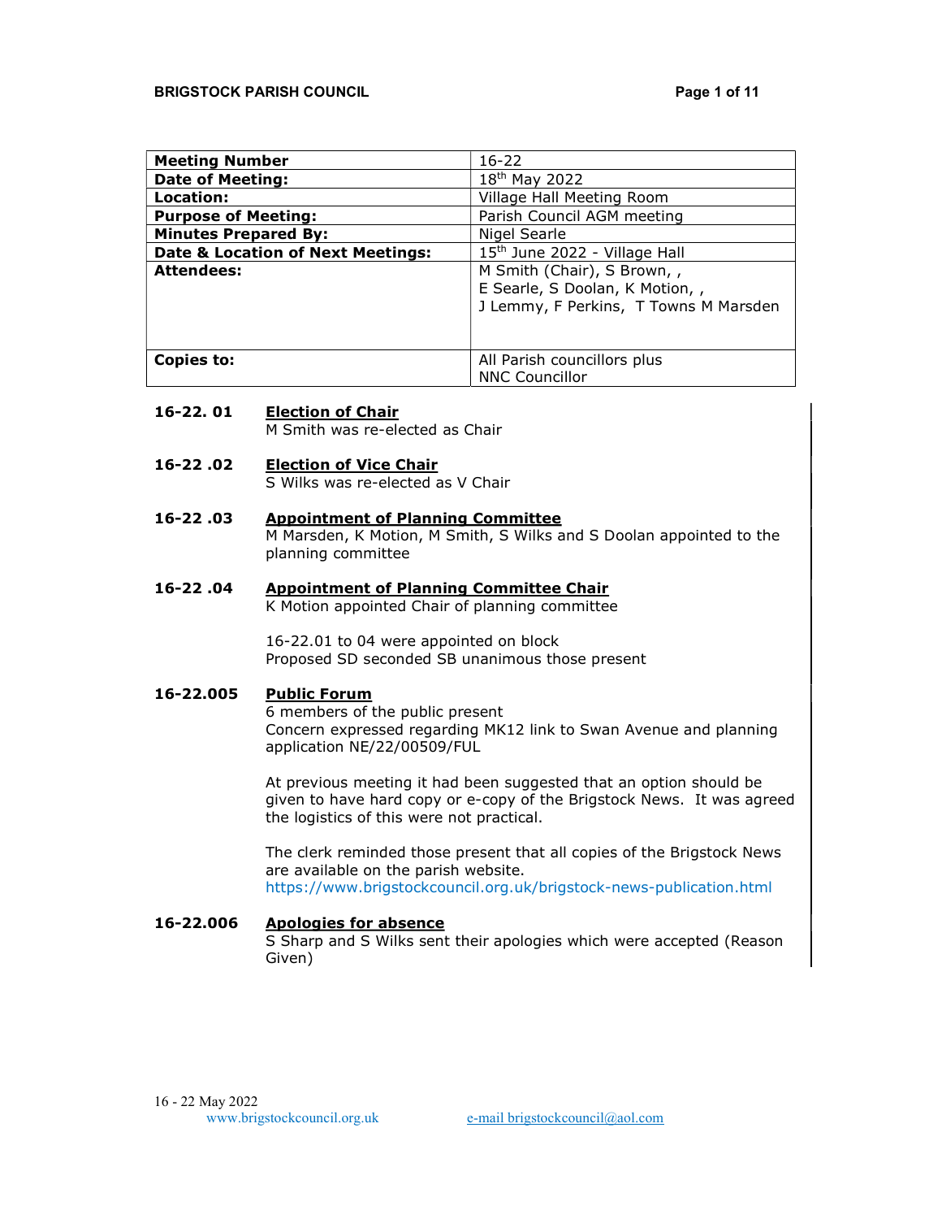| Meeting Number | 16-22 |
|---|---|
| Date of Meeting: | 18th May 2022 |
| Location: | Village Hall Meeting Room |
| Purpose of Meeting: | Parish Council AGM meeting |
| Minutes Prepared By: | Nigel Searle |
| Date & Location of Next Meetings: | 15th June 2022 - Village Hall |
| Attendees: | M Smith (Chair), S Brown, , E Searle, S Doolan, K Motion, , J Lemmy, F Perkins, T Towns M Marsden |
| Copies to: | All Parish councillors plus NNC Councillor |

**16-22. 01** **Election of Chair**

M Smith was re-elected as Chair

**16-22 .02** **Election of Vice Chair**

S Wilks was re-elected as V Chair

**16-22 .03** **Appointment of Planning Committee**

M Marsden, K Motion, M Smith, S Wilks and S Doolan appointed to the planning committee

**16-22 .04** **Appointment of Planning Committee Chair**

K Motion appointed Chair of planning committee

16-22.01 to 04 were appointed on block
Proposed SD seconded SB unanimous those present

**16-22.005** **Public Forum**

6 members of the public present
Concern expressed regarding MK12 link to Swan Avenue and planning application NE/22/00509/FUL

At previous meeting it had been suggested that an option should be given to have hard copy or e-copy of the Brigstock News. It was agreed the logistics of this were not practical.

The clerk reminded those present that all copies of the Brigstock News are available on the parish website.
https://www.brigstockcouncil.org.uk/brigstock-news-publication.html

**16-22.006** **Apologies for absence**

S Sharp and S Wilks sent their apologies which were accepted (Reason Given)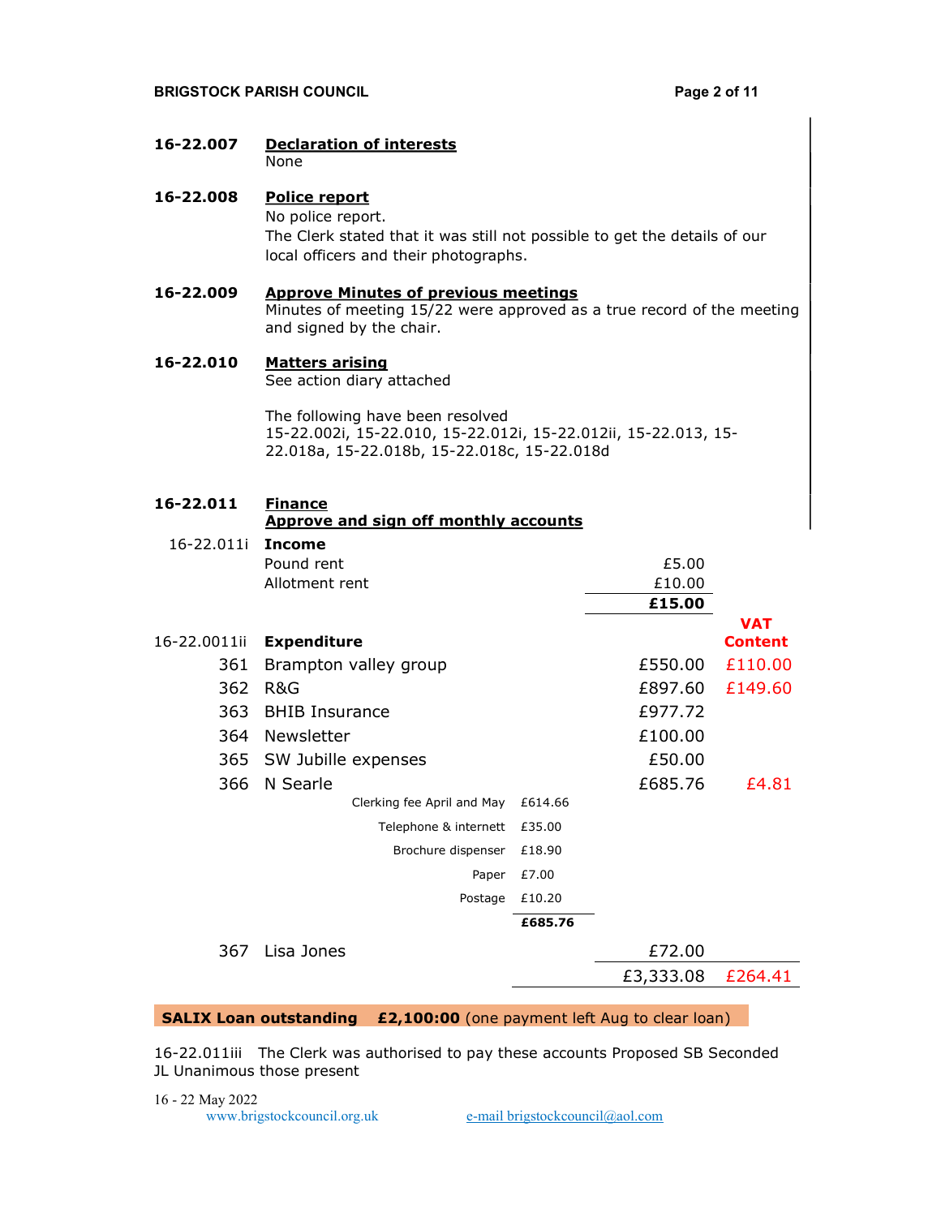**16-22.007 Declaration of interests**

None

**16-22.008 Police report**

No police report.
The Clerk stated that it was still not possible to get the details of our local officers and their photographs.

**16-22.009 Approve Minutes of previous meetings**

Minutes of meeting 15/22 were approved as a true record of the meeting and signed by the chair.

**16-22.010 Matters arising**

See action diary attached

The following have been resolved
15-22.002i, 15-22.010, 15-22.012i, 15-22.012ii, 15-22.013, 15-22.018a, 15-22.018b, 15-22.018c, 15-22.018d

**16-22.011 Finance**

**Approve and sign off monthly accounts**

16-22.011i **Income**

| | Item | Amount |
|---|---|---|
| | Pound rent | £5.00 |
| | Allotment rent | £10.00 |
| | | **£15.00** |

16-22.0011ii **Expenditure**

| No. | Item | Breakdown | Amount | VAT Content |
|---|---|---|---|---|
| 361 | Brampton valley group | | £550.00 | £110.00 |
| 362 | R&G | | £897.60 | £149.60 |
| 363 | BHIB Insurance | | £977.72 | |
| 364 | Newsletter | | £100.00 | |
| 365 | SW Jubille expenses | | £50.00 | |
| 366 | N Searle | | £685.76 | £4.81 |
| | Clerking fee April and May | £614.66 | | |
| | Telephone & internett | £35.00 | | |
| | Brochure dispenser | £18.90 | | |
| | Paper | £7.00 | | |
| | Postage | £10.20 | | |
| | | **£685.76** | | |
| 367 | Lisa Jones | | £72.00 | |
| | | | £3,333.08 | £264.41 |

**SALIX Loan outstanding £2,100:00** (one payment left Aug to clear loan)

16-22.011iii The Clerk was authorised to pay these accounts Proposed SB Seconded JL Unanimous those present

16 - 22 May 2022
www.brigstockcouncil.org.uk e-mail brigstockcouncil@aol.com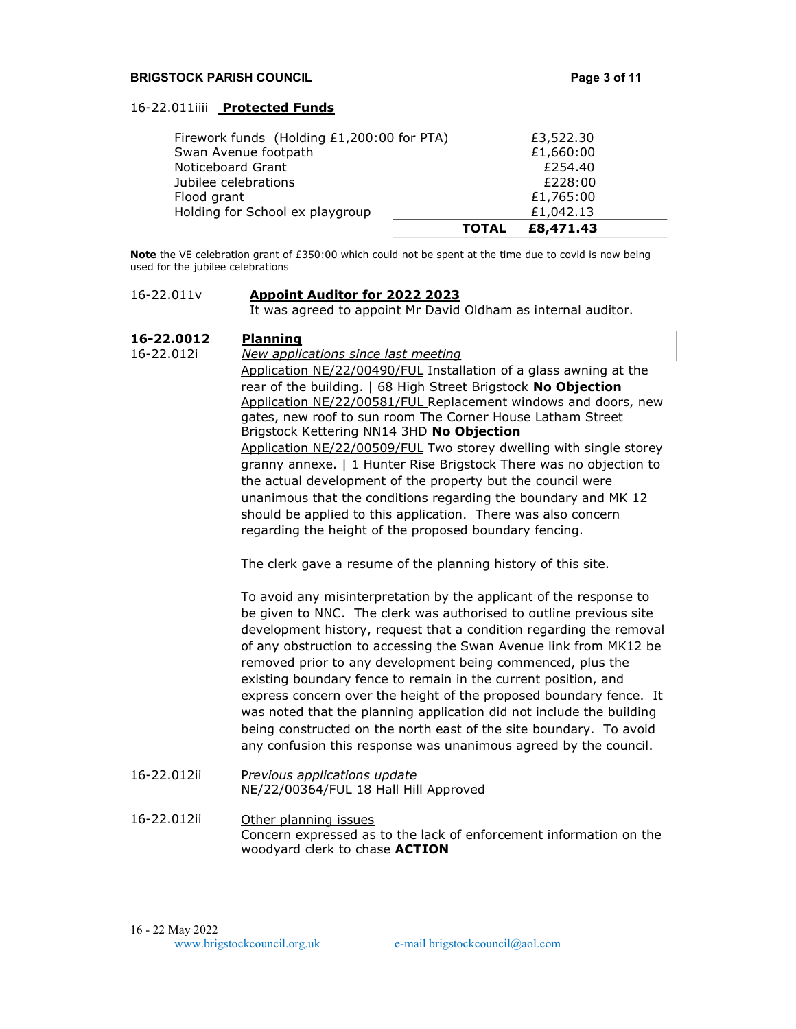16-22.011iiii **Protected Funds**

| | |
|---|---|
| Firework funds (Holding £1,200:00 for PTA) | £3,522.30 |
| Swan Avenue footpath | £1,660:00 |
| Noticeboard Grant | £254.40 |
| Jubilee celebrations | £228:00 |
| Flood grant | £1,765:00 |
| Holding for School ex playgroup | £1,042.13 |
| **TOTAL** | **£8,471.43** |

**Note** the VE celebration grant of £350:00 which could not be spent at the time due to covid is now being used for the jubilee celebrations

16-22.011v **Appoint Auditor for 2022 2023**

It was agreed to appoint Mr David Oldham as internal auditor.

**16-22.0012 Planning**

16-22.012i *New applications since last meeting*

Application NE/22/00490/FUL Installation of a glass awning at the rear of the building. | 68 High Street Brigstock **No Objection**

Application NE/22/00581/FUL Replacement windows and doors, new gates, new roof to sun room The Corner House Latham Street Brigstock Kettering NN14 3HD **No Objection**

Application NE/22/00509/FUL Two storey dwelling with single storey granny annexe. | 1 Hunter Rise Brigstock There was no objection to the actual development of the property but the council were unanimous that the conditions regarding the boundary and MK 12 should be applied to this application. There was also concern regarding the height of the proposed boundary fencing.

The clerk gave a resume of the planning history of this site.

To avoid any misinterpretation by the applicant of the response to be given to NNC. The clerk was authorised to outline previous site development history, request that a condition regarding the removal of any obstruction to accessing the Swan Avenue link from MK12 be removed prior to any development being commenced, plus the existing boundary fence to remain in the current position, and express concern over the height of the proposed boundary fence. It was noted that the planning application did not include the building being constructed on the north east of the site boundary. To avoid any confusion this response was unanimous agreed by the council.

16-22.012ii *Previous applications update*

NE/22/00364/FUL 18 Hall Hill Approved

16-22.012ii Other planning issues

Concern expressed as to the lack of enforcement information on the woodyard clerk to chase **ACTION**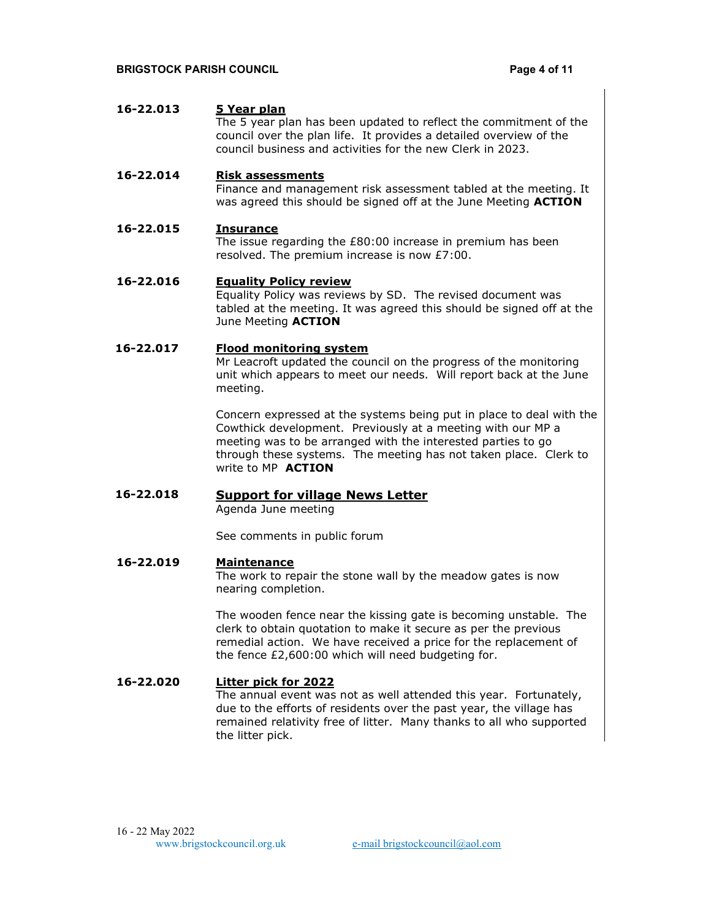**16-22.013 5 Year plan**

The 5 year plan has been updated to reflect the commitment of the council over the plan life. It provides a detailed overview of the council business and activities for the new Clerk in 2023.

**16-22.014 Risk assessments**

Finance and management risk assessment tabled at the meeting. It was agreed this should be signed off at the June Meeting **ACTION**

**16-22.015 Insurance**

The issue regarding the £80:00 increase in premium has been resolved. The premium increase is now £7:00.

**16-22.016 Equality Policy review**

Equality Policy was reviews by SD. The revised document was tabled at the meeting. It was agreed this should be signed off at the June Meeting **ACTION**

**16-22.017 Flood monitoring system**

Mr Leacroft updated the council on the progress of the monitoring unit which appears to meet our needs. Will report back at the June meeting.

Concern expressed at the systems being put in place to deal with the Cowthick development. Previously at a meeting with our MP a meeting was to be arranged with the interested parties to go through these systems. The meeting has not taken place. Clerk to write to MP **ACTION**

**16-22.018 Support for village News Letter**

Agenda June meeting

See comments in public forum

**16-22.019 Maintenance**

The work to repair the stone wall by the meadow gates is now nearing completion.

The wooden fence near the kissing gate is becoming unstable. The clerk to obtain quotation to make it secure as per the previous remedial action. We have received a price for the replacement of the fence £2,600:00 which will need budgeting for.

**16-22.020 Litter pick for 2022**

The annual event was not as well attended this year. Fortunately, due to the efforts of residents over the past year, the village has remained relativity free of litter. Many thanks to all who supported the litter pick.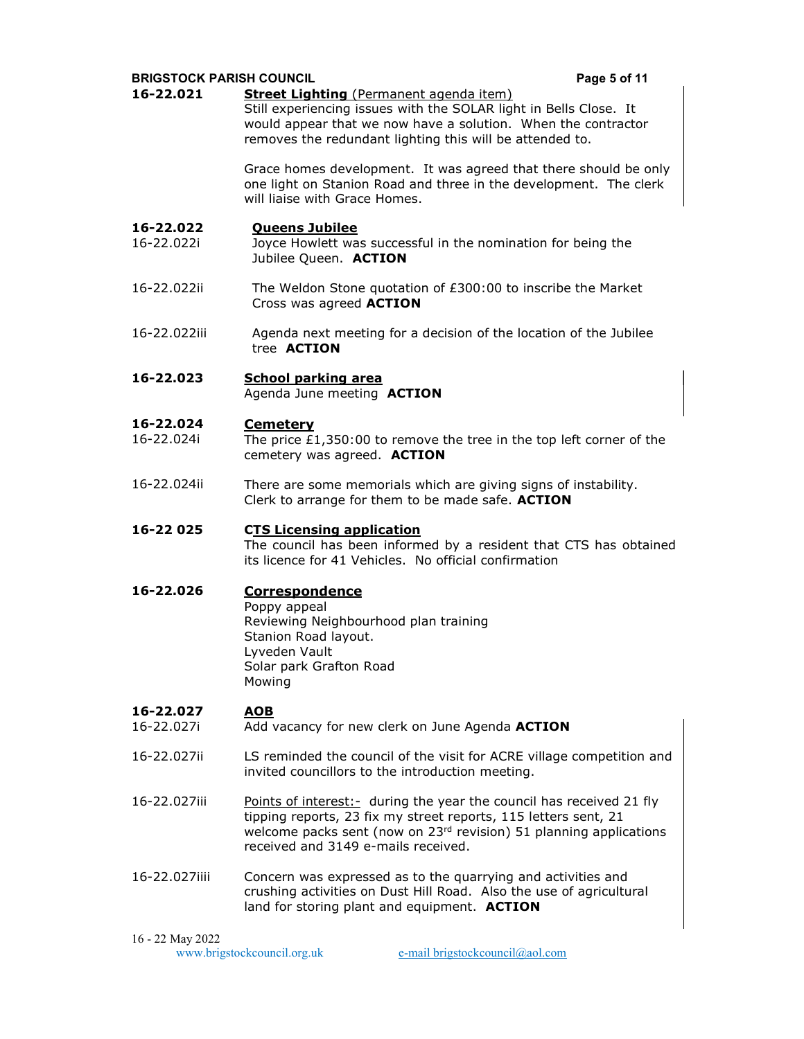**16-22.021** **Street Lighting** (Permanent agenda item)
Still experiencing issues with the SOLAR light in Bells Close. It would appear that we now have a solution. When the contractor removes the redundant lighting this will be attended to.

Grace homes development. It was agreed that there should be only one light on Stanion Road and three in the development. The clerk will liaise with Grace Homes.

**16-22.022** **Queens Jubilee**

16-22.022i Joyce Howlett was successful in the nomination for being the Jubilee Queen. **ACTION**

16-22.022ii The Weldon Stone quotation of £300:00 to inscribe the Market Cross was agreed **ACTION**

16-22.022iii Agenda next meeting for a decision of the location of the Jubilee tree **ACTION**

**16-22.023** **School parking area**
Agenda June meeting **ACTION**

**16-22.024** **Cemetery**

16-22.024i The price £1,350:00 to remove the tree in the top left corner of the cemetery was agreed. **ACTION**

16-22.024ii There are some memorials which are giving signs of instability. Clerk to arrange for them to be made safe. **ACTION**

**16-22 025** **CTS Licensing application**
The council has been informed by a resident that CTS has obtained its licence for 41 Vehicles. No official confirmation

**16-22.026** **Correspondence**
Poppy appeal
Reviewing Neighbourhood plan training
Stanion Road layout.
Lyveden Vault
Solar park Grafton Road
Mowing

**16-22.027** **AOB**

16-22.027i Add vacancy for new clerk on June Agenda **ACTION**

16-22.027ii LS reminded the council of the visit for ACRE village competition and invited councillors to the introduction meeting.

16-22.027iii Points of interest:- during the year the council has received 21 fly tipping reports, 23 fix my street reports, 115 letters sent, 21 welcome packs sent (now on 23rd revision) 51 planning applications received and 3149 e-mails received.

16-22.027iiii Concern was expressed as to the quarrying and activities and crushing activities on Dust Hill Road. Also the use of agricultural land for storing plant and equipment. **ACTION**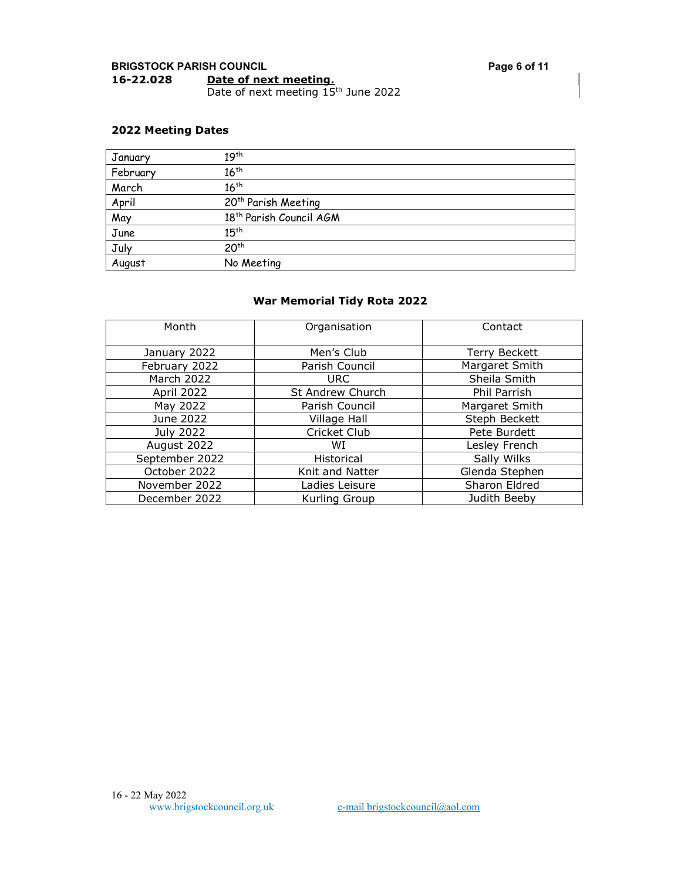**16-22.028** **Date of next meeting.**

Date of next meeting 15th June 2022

**2022 Meeting Dates**

| | |
|---|---|
| January | 19th |
| February | 16th |
| March | 16th |
| April | 20th Parish Meeting |
| May | 18th Parish Council AGM |
| June | 15th |
| July | 20th |
| August | No Meeting |

**War Memorial Tidy Rota 2022**

| Month | Organisation | Contact |
|---|---|---|
| January 2022 | Men's Club | Terry Beckett |
| February 2022 | Parish Council | Margaret Smith |
| March 2022 | URC | Sheila Smith |
| April 2022 | St Andrew Church | Phil Parrish |
| May 2022 | Parish Council | Margaret Smith |
| June 2022 | Village Hall | Steph Beckett |
| July 2022 | Cricket Club | Pete Burdett |
| August 2022 | WI | Lesley French |
| September 2022 | Historical | Sally Wilks |
| October 2022 | Knit and Natter | Glenda Stephen |
| November 2022 | Ladies Leisure | Sharon Eldred |
| December 2022 | Kurling Group | Judith Beeby |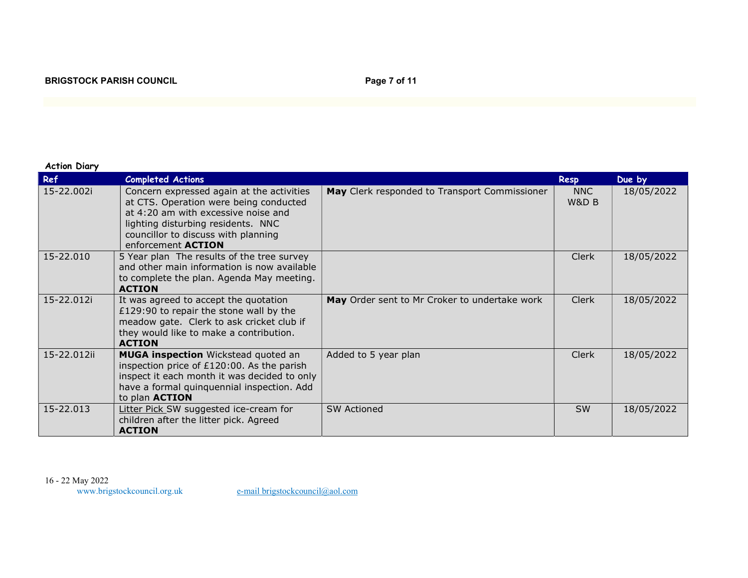**Action Diary**

| Ref | Completed Actions | | Resp | Due by |
|---|---|---|---|---|
| 15-22.002i | Concern expressed again at the activities at CTS. Operation were being conducted at 4:20 am with excessive noise and lighting disturbing residents. NNC councillor to discuss with planning enforcement **ACTION** | **May** Clerk responded to Transport Commissioner | NNC W&D B | 18/05/2022 |
| 15-22.010 | 5 Year plan The results of the tree survey and other main information is now available to complete the plan. Agenda May meeting. **ACTION** | | Clerk | 18/05/2022 |
| 15-22.012i | It was agreed to accept the quotation £129:90 to repair the stone wall by the meadow gate. Clerk to ask cricket club if they would like to make a contribution. **ACTION** | **May** Order sent to Mr Croker to undertake work | Clerk | 18/05/2022 |
| 15-22.012ii | **MUGA inspection** Wickstead quoted an inspection price of £120:00. As the parish inspect it each month it was decided to only have a formal quinquennial inspection. Add to plan **ACTION** | Added to 5 year plan | Clerk | 18/05/2022 |
| 15-22.013 | Litter Pick SW suggested ice-cream for children after the litter pick. Agreed **ACTION** | SW Actioned | SW | 18/05/2022 |

16 - 22 May 2022

www.brigstockcouncil.org.uk e-mail brigstockcouncil@aol.com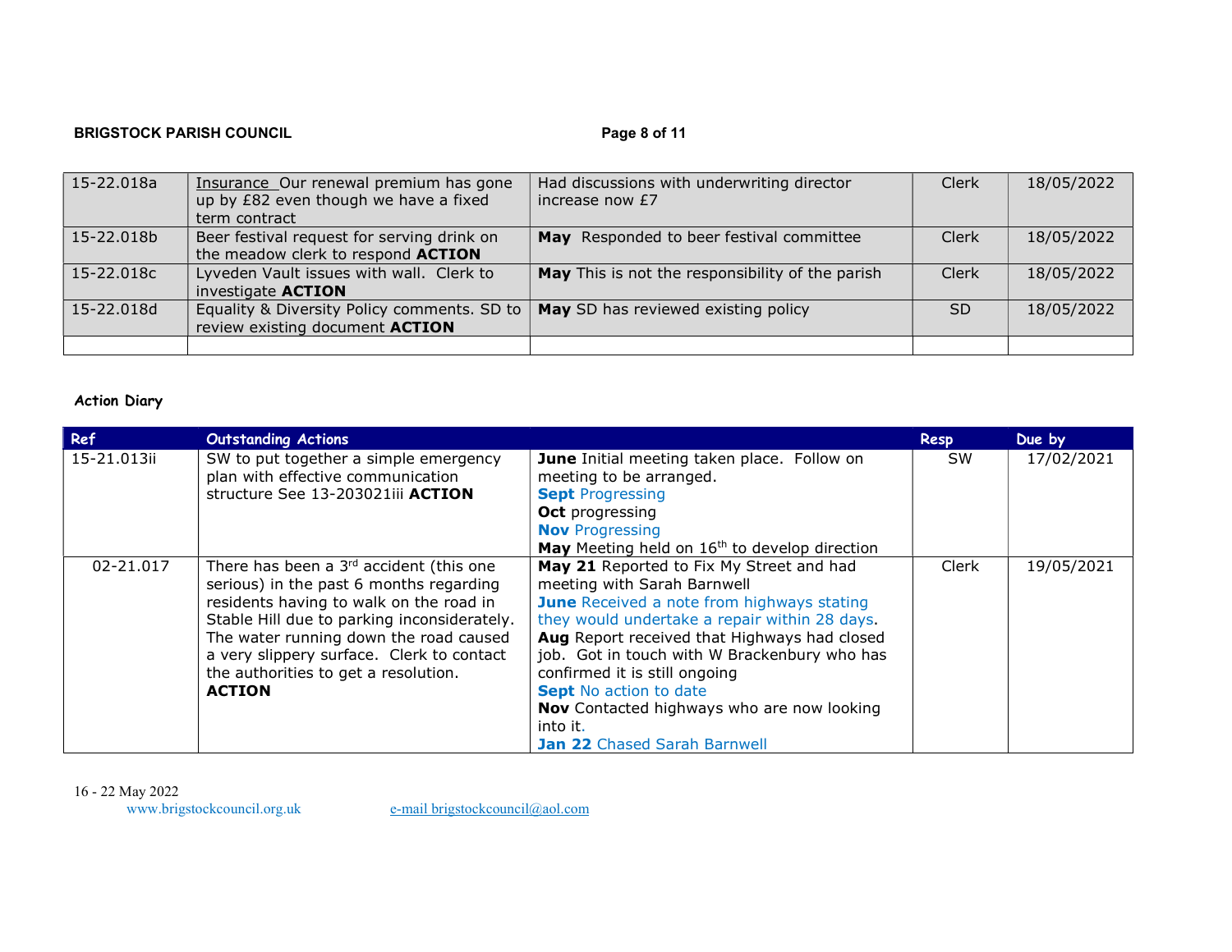| | | | | |
|---|---|---|---|---|
| 15-22.018a | Insurance Our renewal premium has gone up by £82 even though we have a fixed term contract | Had discussions with underwriting director increase now £7 | Clerk | 18/05/2022 |
| 15-22.018b | Beer festival request for serving drink on the meadow clerk to respond **ACTION** | **May** Responded to beer festival committee | Clerk | 18/05/2022 |
| 15-22.018c | Lyveden Vault issues with wall. Clerk to investigate **ACTION** | **May** This is not the responsibility of the parish | Clerk | 18/05/2022 |
| 15-22.018d | Equality & Diversity Policy comments. SD to review existing document **ACTION** | **May** SD has reviewed existing policy | SD | 18/05/2022 |
| | | | | |

**Action Diary**

| Ref | Outstanding Actions | | Resp | Due by |
|---|---|---|---|---|
| 15-21.013ii | SW to put together a simple emergency plan with effective communication structure See 13-203021iii **ACTION** | **June** Initial meeting taken place. Follow on meeting to be arranged. **Sept** Progressing **Oct** progressing **Nov** Progressing **May** Meeting held on 16th to develop direction | SW | 17/02/2021 |
| 02-21.017 | There has been a 3rd accident (this one serious) in the past 6 months regarding residents having to walk on the road in Stable Hill due to parking inconsiderately. The water running down the road caused a very slippery surface. Clerk to contact the authorities to get a resolution. **ACTION** | **May 21** Reported to Fix My Street and had meeting with Sarah Barnwell **June** Received a note from highways stating they would undertake a repair within 28 days. **Aug** Report received that Highways had closed job. Got in touch with W Brackenbury who has confirmed it is still ongoing **Sept** No action to date **Nov** Contacted highways who are now looking into it. **Jan 22** Chased Sarah Barnwell | Clerk | 19/05/2021 |

16 - 22 May 2022
www.brigstockcouncil.org.uk e-mail brigstockcouncil@aol.com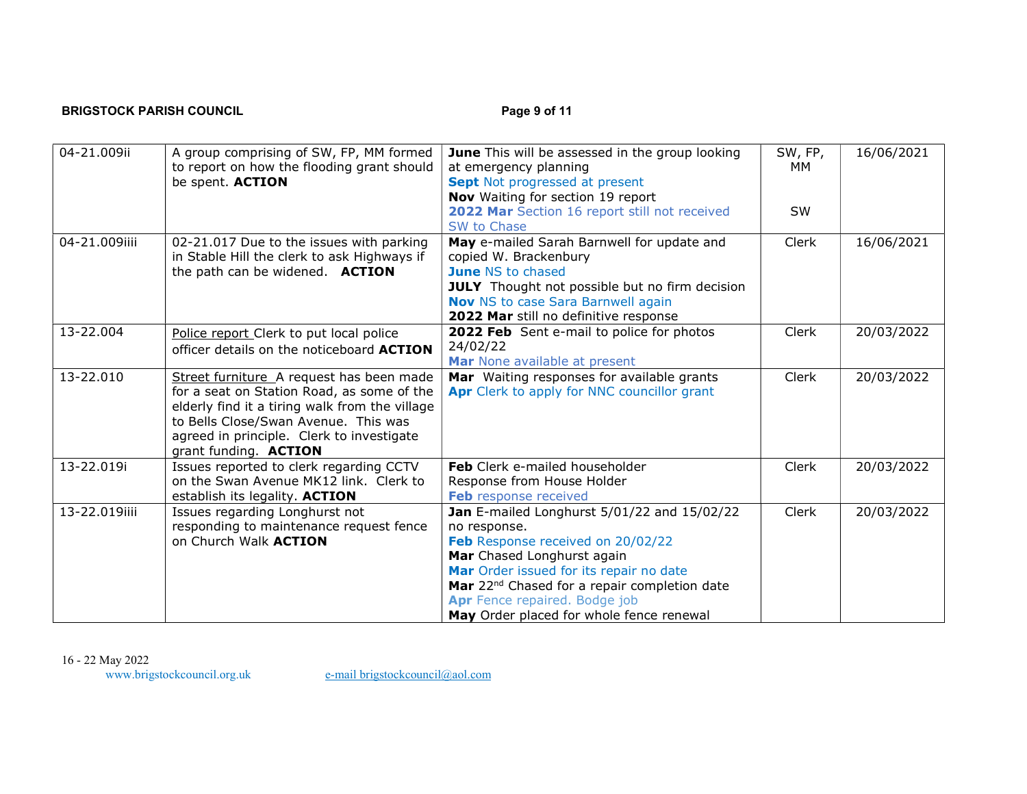| | | | | |
|---|---|---|---|---|
| 04-21.009ii | A group comprising of SW, FP, MM formed to report on how the flooding grant should be spent. **ACTION** | **June** This will be assessed in the group looking at emergency planning<br>**Sept** Not progressed at present<br>**Nov** Waiting for section 19 report<br>**2022 Mar** Section 16 report still not received<br>SW to Chase | SW, FP, MM<br><br><br>SW | 16/06/2021 |
| 04-21.009iiii | 02-21.017 Due to the issues with parking in Stable Hill the clerk to ask Highways if the path can be widened. **ACTION** | **May** e-mailed Sarah Barnwell for update and copied W. Brackenbury<br>**June** NS to chased<br>**JULY** Thought not possible but no firm decision<br>**Nov** NS to case Sara Barnwell again<br>**2022 Mar** still no definitive response | Clerk | 16/06/2021 |
| 13-22.004 | Police report Clerk to put local police officer details on the noticeboard **ACTION** | **2022 Feb** Sent e-mail to police for photos 24/02/22<br>**Mar** None available at present | Clerk | 20/03/2022 |
| 13-22.010 | Street furniture A request has been made for a seat on Station Road, as some of the elderly find it a tiring walk from the village to Bells Close/Swan Avenue. This was agreed in principle. Clerk to investigate grant funding. **ACTION** | **Mar** Waiting responses for available grants<br>**Apr** Clerk to apply for NNC councillor grant | Clerk | 20/03/2022 |
| 13-22.019i | Issues reported to clerk regarding CCTV on the Swan Avenue MK12 link. Clerk to establish its legality. **ACTION** | **Feb** Clerk e-mailed householder<br>Response from House Holder<br>**Feb** response received | Clerk | 20/03/2022 |
| 13-22.019iiii | Issues regarding Longhurst not responding to maintenance request fence on Church Walk **ACTION** | **Jan** E-mailed Longhurst 5/01/22 and 15/02/22 no response.<br>**Feb** Response received on 20/02/22<br>**Mar** Chased Longhurst again<br>**Mar** Order issued for its repair no date<br>**Mar** 22nd Chased for a repair completion date<br>**Apr** Fence repaired. Bodge job<br>**May** Order placed for whole fence renewal | Clerk | 20/03/2022 |

16 - 22 May 2022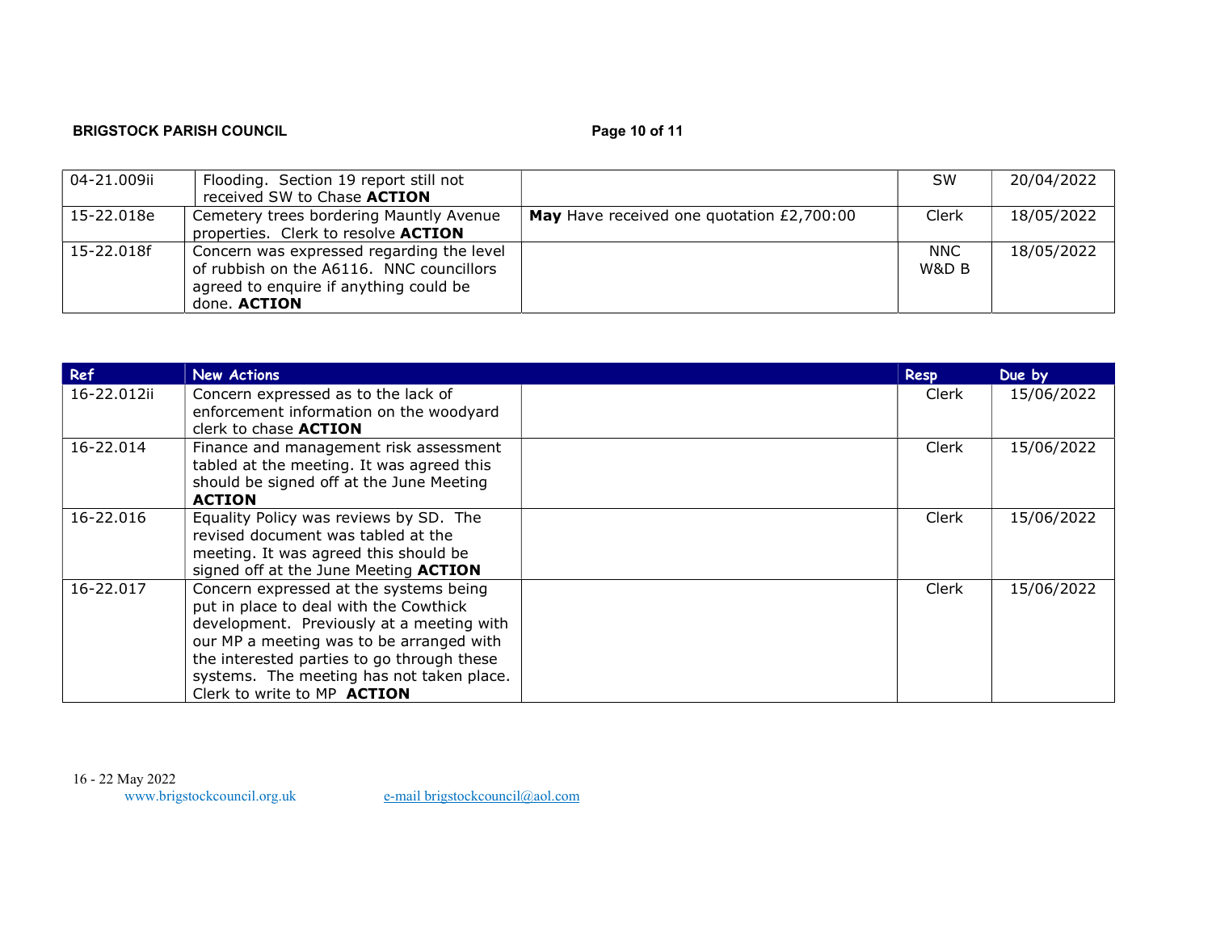| | | | | |
|---|---|---|---|---|
| 04-21.009ii | Flooding. Section 19 report still not received SW to Chase **ACTION** | | SW | 20/04/2022 |
| 15-22.018e | Cemetery trees bordering Mauntly Avenue properties. Clerk to resolve **ACTION** | **May** Have received one quotation £2,700:00 | Clerk | 18/05/2022 |
| 15-22.018f | Concern was expressed regarding the level of rubbish on the A6116. NNC councillors agreed to enquire if anything could be done. **ACTION** | | NNC W&D B | 18/05/2022 |

| Ref | New Actions | | Resp | Due by |
|---|---|---|---|---|
| 16-22.012ii | Concern expressed as to the lack of enforcement information on the woodyard clerk to chase **ACTION** | | Clerk | 15/06/2022 |
| 16-22.014 | Finance and management risk assessment tabled at the meeting. It was agreed this should be signed off at the June Meeting **ACTION** | | Clerk | 15/06/2022 |
| 16-22.016 | Equality Policy was reviews by SD. The revised document was tabled at the meeting. It was agreed this should be signed off at the June Meeting **ACTION** | | Clerk | 15/06/2022 |
| 16-22.017 | Concern expressed at the systems being put in place to deal with the Cowthick development. Previously at a meeting with our MP a meeting was to be arranged with the interested parties to go through these systems. The meeting has not taken place. Clerk to write to MP **ACTION** | | Clerk | 15/06/2022 |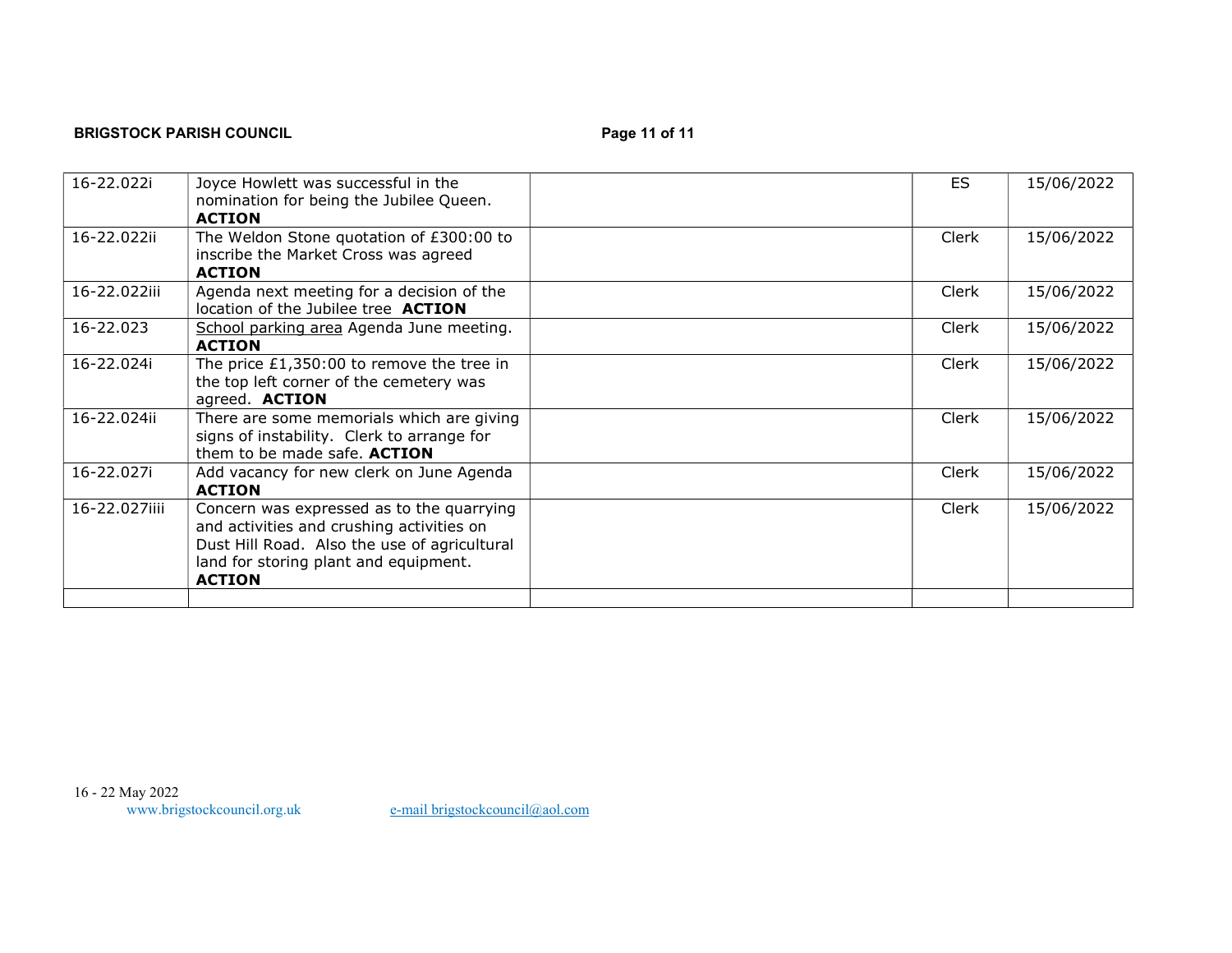| | | | | |
|---|---|---|---|---|
| 16-22.022i | Joyce Howlett was successful in the nomination for being the Jubilee Queen. **ACTION** | | ES | 15/06/2022 |
| 16-22.022ii | The Weldon Stone quotation of £300:00 to inscribe the Market Cross was agreed **ACTION** | | Clerk | 15/06/2022 |
| 16-22.022iii | Agenda next meeting for a decision of the location of the Jubilee tree **ACTION** | | Clerk | 15/06/2022 |
| 16-22.023 | School parking area Agenda June meeting. **ACTION** | | Clerk | 15/06/2022 |
| 16-22.024i | The price £1,350:00 to remove the tree in the top left corner of the cemetery was agreed. **ACTION** | | Clerk | 15/06/2022 |
| 16-22.024ii | There are some memorials which are giving signs of instability. Clerk to arrange for them to be made safe. **ACTION** | | Clerk | 15/06/2022 |
| 16-22.027i | Add vacancy for new clerk on June Agenda **ACTION** | | Clerk | 15/06/2022 |
| 16-22.027iiii | Concern was expressed as to the quarrying and activities and crushing activities on Dust Hill Road. Also the use of agricultural land for storing plant and equipment. **ACTION** | | Clerk | 15/06/2022 |
| | | | | |